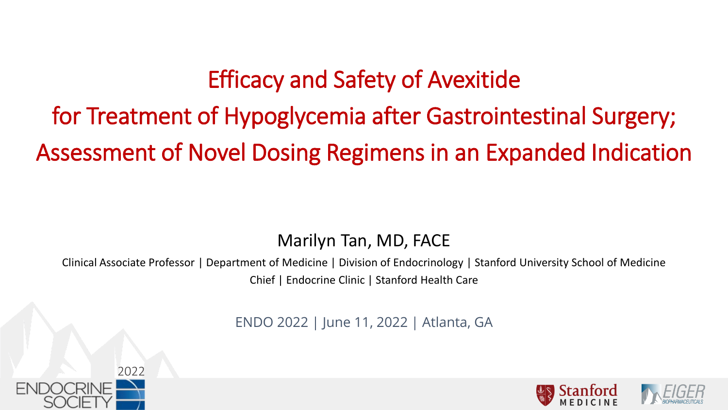# Efficacy and Safety of Avexitide for Treatment of Hypoglycemia after Gastrointestinal Surgery; Assessment of Novel Dosing Regimens in an Expanded Indication

Marilyn Tan, MD, FACE

Clinical Associate Professor | Department of Medicine | Division of Endocrinology | Stanford University School of Medicine

Chief | Endocrine Clinic | Stanford Health Care

ENDO 2022 | June 11, 2022 | Atlanta, GA

2022 ENDOCRINE SOCIETY

Stanford MEDICINE

EIGER BIOPHARMACEUTICALS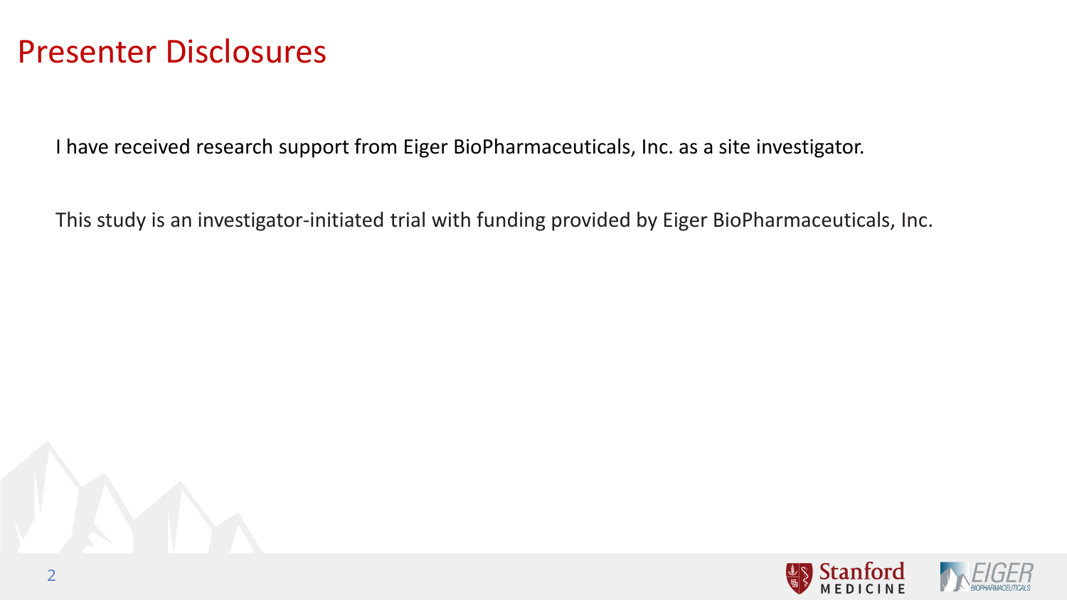# Presenter Disclosures

I have received research support from Eiger BioPharmaceuticals, Inc. as a site investigator.

This study is an investigator-initiated trial with funding provided by Eiger BioPharmaceuticals, Inc.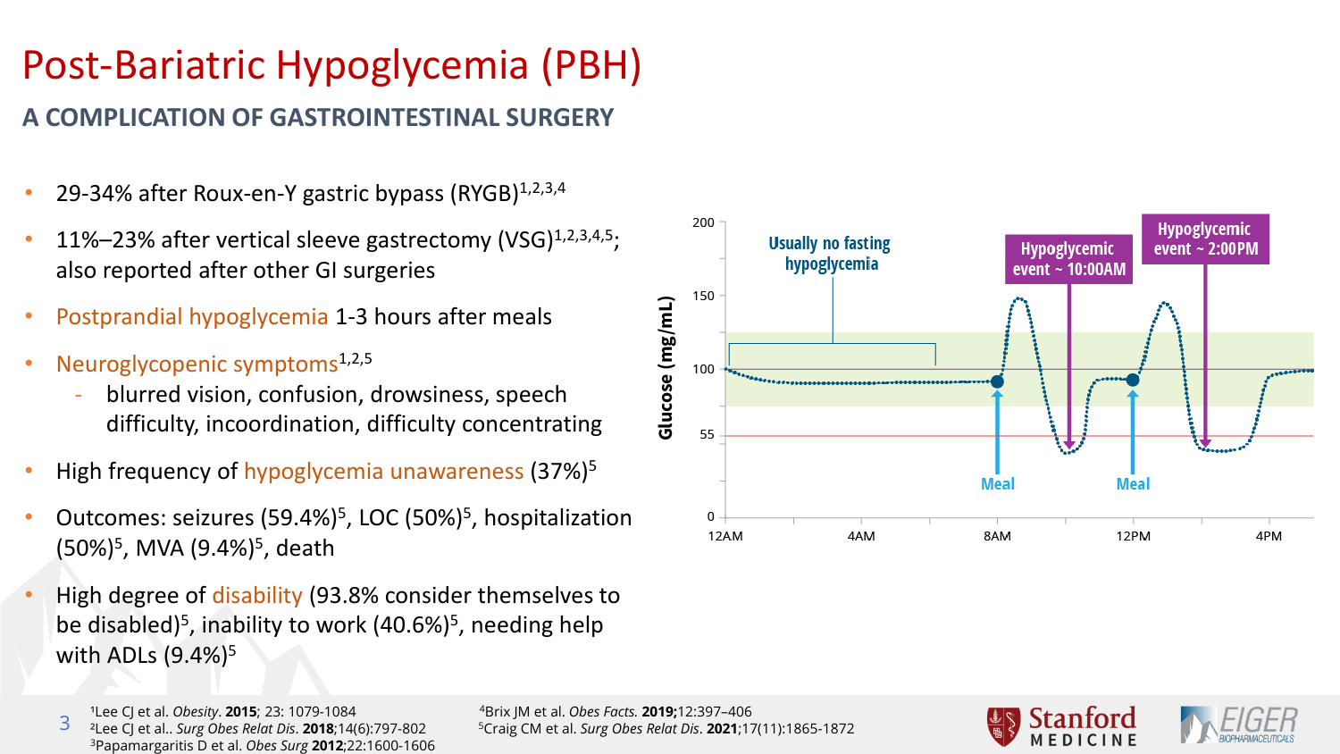# Post-Bariatric Hypoglycemia (PBH)

## A COMPLICATION OF GASTROINTESTINAL SURGERY

- 29-34% after Roux-en-Y gastric bypass (RYGB)[1,2,3,4]
- 11%–23% after vertical sleeve gastrectomy (VSG)[1,2,3,4,5]; also reported after other GI surgeries
- Postprandial hypoglycemia 1-3 hours after meals
- Neuroglycopenic symptoms[1,2,5]
  - blurred vision, confusion, drowsiness, speech difficulty, incoordination, difficulty concentrating
- High frequency of hypoglycemia unawareness (37%)[5]
- Outcomes: seizures (59.4%)[5], LOC (50%)[5], hospitalization (50%)[5], MVA (9.4%)[5], death
- High degree of disability (93.8% consider themselves to be disabled)[5], inability to work (40.6%)[5], needing help with ADLs (9.4%)[5]

Glucose (mg/mL) chart: 0, 55, 100, 150, 200; 12AM, 4AM, 8AM, 12PM, 4PM. Usually no fasting hypoglycemia. Meal. Hypoglycemic event ~ 10:00AM. Meal. Hypoglycemic event ~ 2:00PM.

[1]Lee CJ et al. *Obesity*. **2015**; 23: 1079-1084
[2]Lee CJ et al.. *Surg Obes Relat Dis*. **2018**;14(6):797-802
[3]Papamargaritis D et al. *Obes Surg* **2012**;22:1600-1606
[4]Brix JM et al. *Obes Facts.* **2019;**12:397–406
[5]Craig CM et al. *Surg Obes Relat Dis*. **2021**;17(11):1865-1872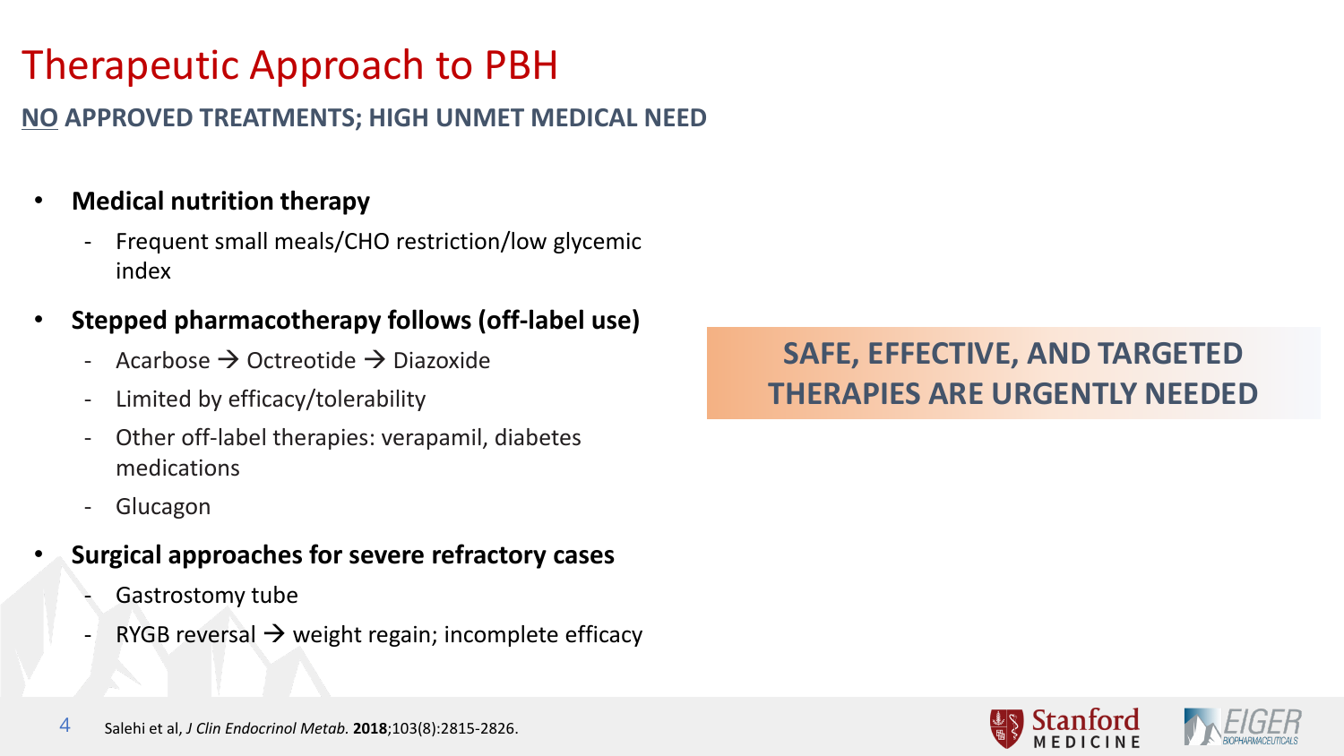# Therapeutic Approach to PBH

**NO APPROVED TREATMENTS; HIGH UNMET MEDICAL NEED**

- **Medical nutrition therapy**
  - Frequent small meals/CHO restriction/low glycemic index
- **Stepped pharmacotherapy follows (off-label use)**
  - Acarbose → Octreotide → Diazoxide
  - Limited by efficacy/tolerability
  - Other off-label therapies: verapamil, diabetes medications
  - Glucagon
- **Surgical approaches for severe refractory cases**
  - Gastrostomy tube
  - RYGB reversal → weight regain; incomplete efficacy

**SAFE, EFFECTIVE, AND TARGETED THERAPIES ARE URGENTLY NEEDED**

Salehi et al, *J Clin Endocrinol Metab*. **2018**;103(8):2815-2826.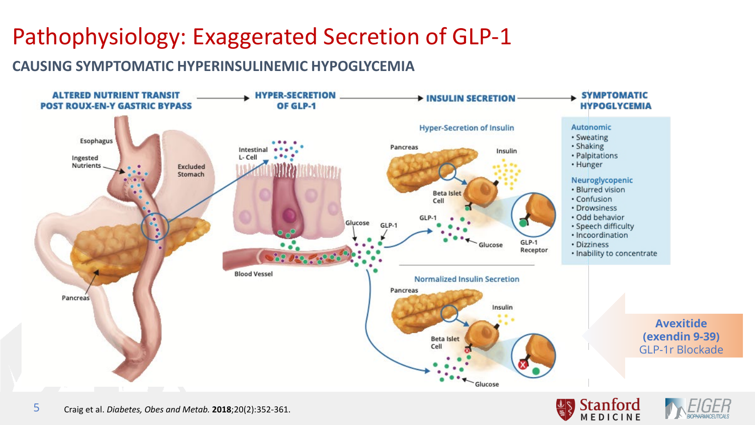# Pathophysiology: Exaggerated Secretion of GLP-1

## CAUSING SYMPTOMATIC HYPERINSULINEMIC HYPOGLYCEMIA

**ALTERED NUTRIENT TRANSIT POST ROUX-EN-Y GASTRIC BYPASS** → **HYPER-SECRETION OF GLP-1** → **INSULIN SECRETION** → **SYMPTOMATIC HYPOGLYCEMIA**

Esophagus, Ingested Nutrients, Excluded Stomach, Pancreas

Intestinal L- Cell, Blood Vessel, Glucose, GLP-1

**Hyper-Secretion of Insulin**

Pancreas, Insulin, Beta Islet Cell, GLP-1, Glucose, GLP-1 Receptor

**Normalized Insulin Secretion**

Pancreas, Insulin, Beta Islet Cell, Glucose

**Autonomic**

- Sweating
- Shaking
- Palpitations
- Hunger

**Neuroglycopenic**

- Blurred vision
- Confusion
- Drowsiness
- Odd behavior
- Speech difficulty
- Incoordination
- Dizziness
- Inability to concentrate

**Avexitide (exendin 9-39)**
GLP-1r Blockade

Craig et al. *Diabetes, Obes and Metab.* **2018**;20(2):352-361.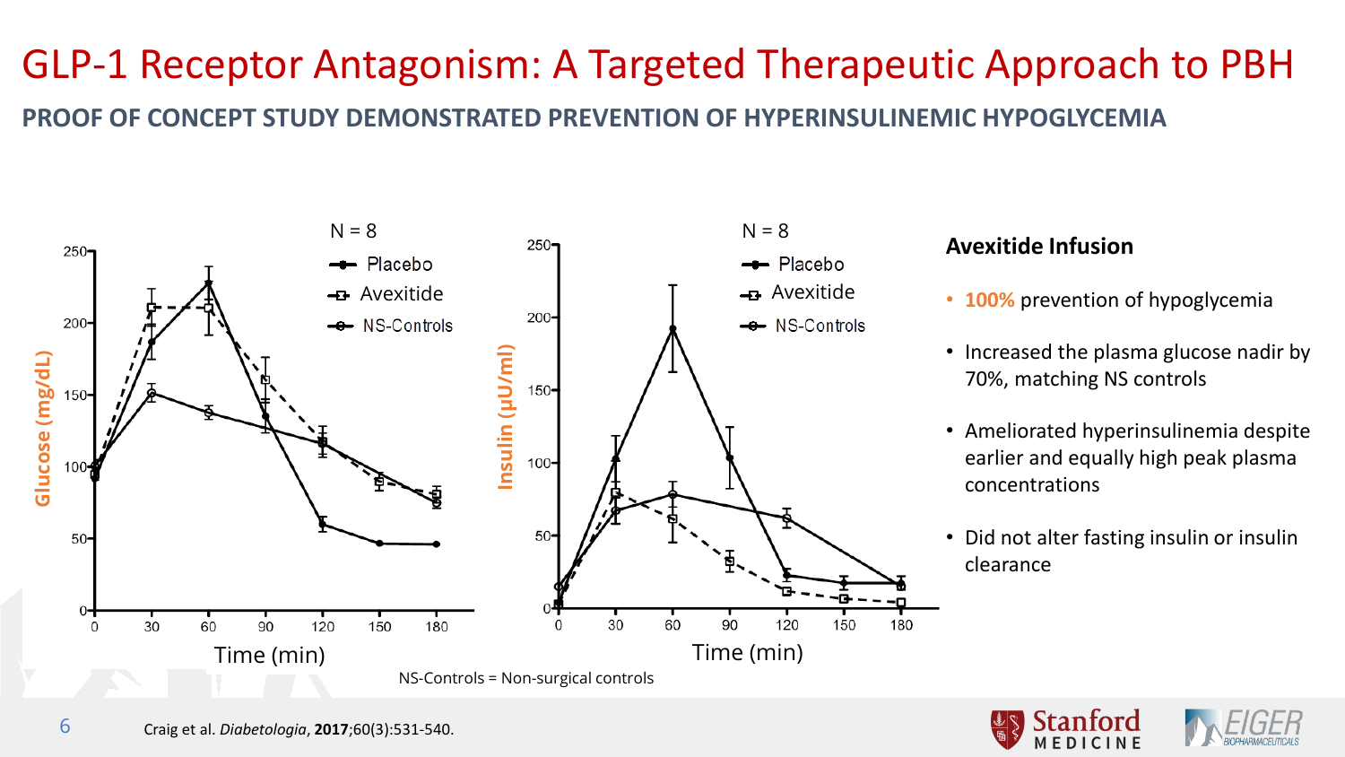# GLP-1 Receptor Antagonism: A Targeted Therapeutic Approach to PBH

## PROOF OF CONCEPT STUDY DEMONSTRATED PREVENTION OF HYPERINSULINEMIC HYPOGLYCEMIA

N = 8

- Placebo
- Avexitide
- NS-Controls

Glucose (mg/dL)

Time (min)

N = 8

- Placebo
- Avexitide
- NS-Controls

Insulin (µU/ml)

Time (min)

NS-Controls = Non-surgical controls

### Avexitide Infusion

- **100%** prevention of hypoglycemia
- Increased the plasma glucose nadir by 70%, matching NS controls
- Ameliorated hyperinsulinemia despite earlier and equally high peak plasma concentrations
- Did not alter fasting insulin or insulin clearance

Craig et al. *Diabetologia*, **2017**;60(3):531-540.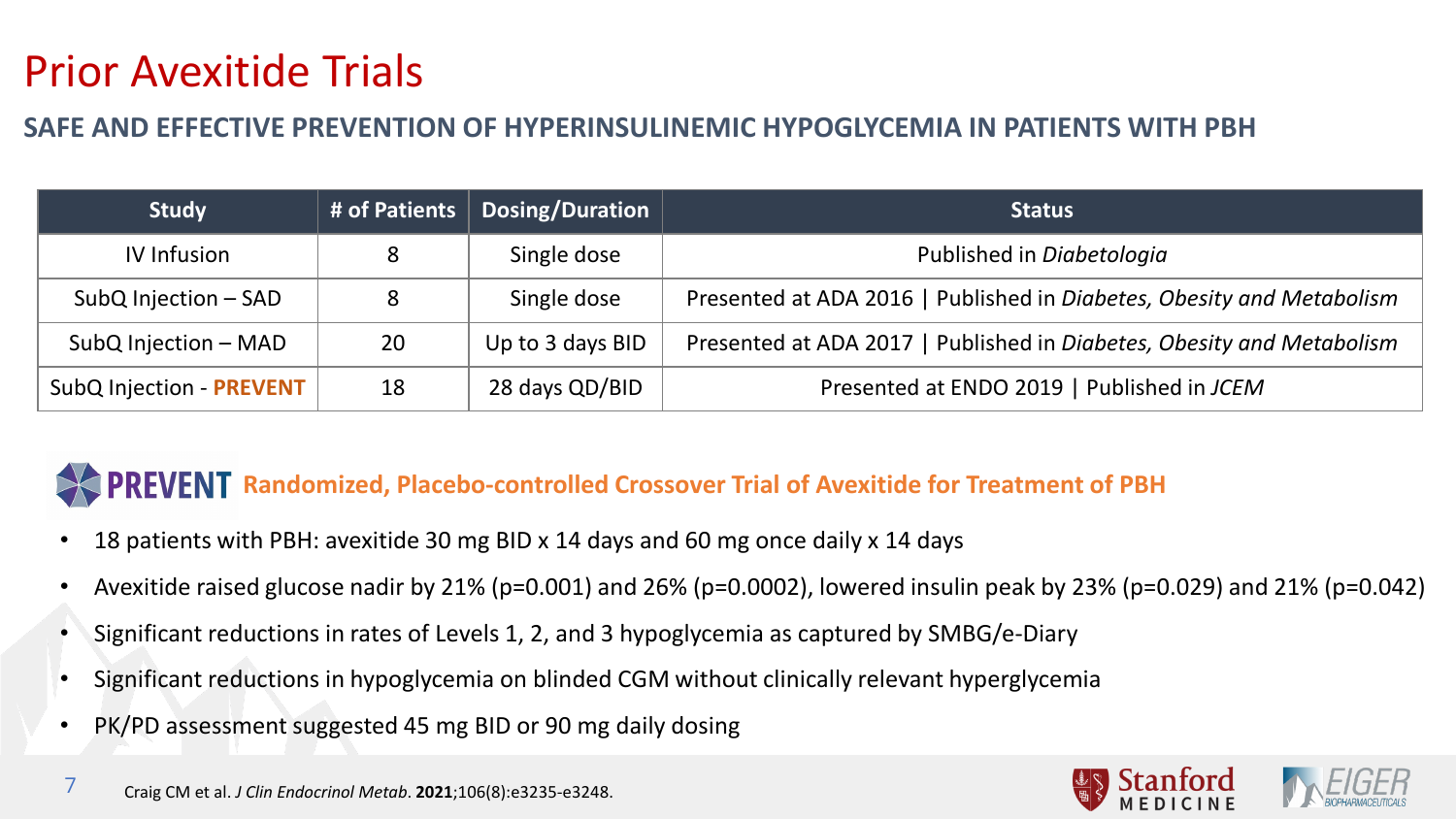# Prior Avexitide Trials

## SAFE AND EFFECTIVE PREVENTION OF HYPERINSULINEMIC HYPOGLYCEMIA IN PATIENTS WITH PBH

| Study | # of Patients | Dosing/Duration | Status |
|---|---|---|---|
| IV Infusion | 8 | Single dose | Published in *Diabetologia* |
| SubQ Injection – SAD | 8 | Single dose | Presented at ADA 2016 \| Published in *Diabetes, Obesity and Metabolism* |
| SubQ Injection – MAD | 20 | Up to 3 days BID | Presented at ADA 2017 \| Published in *Diabetes, Obesity and Metabolism* |
| SubQ Injection - **PREVENT** | 18 | 28 days QD/BID | Presented at ENDO 2019 \| Published in *JCEM* |

### PREVENT Randomized, Placebo-controlled Crossover Trial of Avexitide for Treatment of PBH

- 18 patients with PBH: avexitide 30 mg BID x 14 days and 60 mg once daily x 14 days
- Avexitide raised glucose nadir by 21% (p=0.001) and 26% (p=0.0002), lowered insulin peak by 23% (p=0.029) and 21% (p=0.042)
- Significant reductions in rates of Levels 1, 2, and 3 hypoglycemia as captured by SMBG/e-Diary
- Significant reductions in hypoglycemia on blinded CGM without clinically relevant hyperglycemia
- PK/PD assessment suggested 45 mg BID or 90 mg daily dosing

Craig CM et al. *J Clin Endocrinol Metab*. **2021**;106(8):e3235-e3248.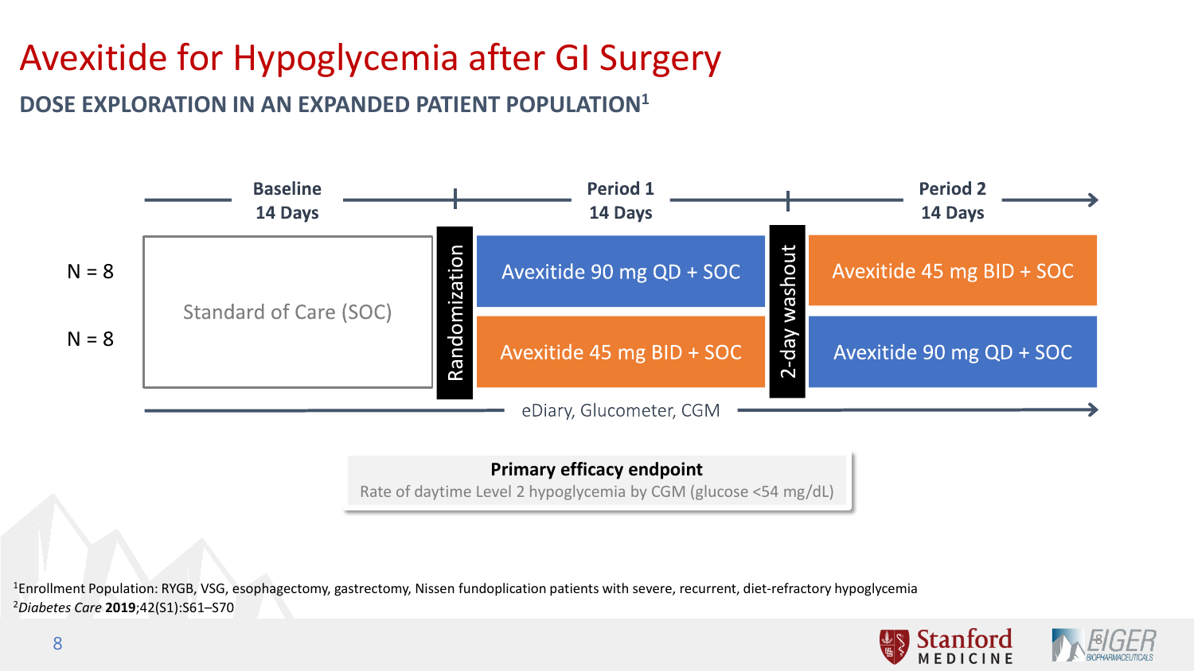# Avexitide for Hypoglycemia after GI Surgery

## DOSE EXPLORATION IN AN EXPANDED PATIENT POPULATION[1]

| | Baseline 14 Days | | Period 1 14 Days | | Period 2 14 Days |
|---|---|---|---|---|---|
| N = 8 | Standard of Care (SOC) | Randomization | Avexitide 90 mg QD + SOC | 2-day washout | Avexitide 45 mg BID + SOC |
| N = 8 | | | Avexitide 45 mg BID + SOC | | Avexitide 90 mg QD + SOC |

eDiary, Glucometer, CGM

**Primary efficacy endpoint**

Rate of daytime Level 2 hypoglycemia by CGM (glucose <54 mg/dL)

[1]Enrollment Population: RYGB, VSG, esophagectomy, gastrectomy, Nissen fundoplication patients with severe, recurrent, diet-refractory hypoglycemia

[2]*Diabetes Care* **2019**;42(S1):S61–S70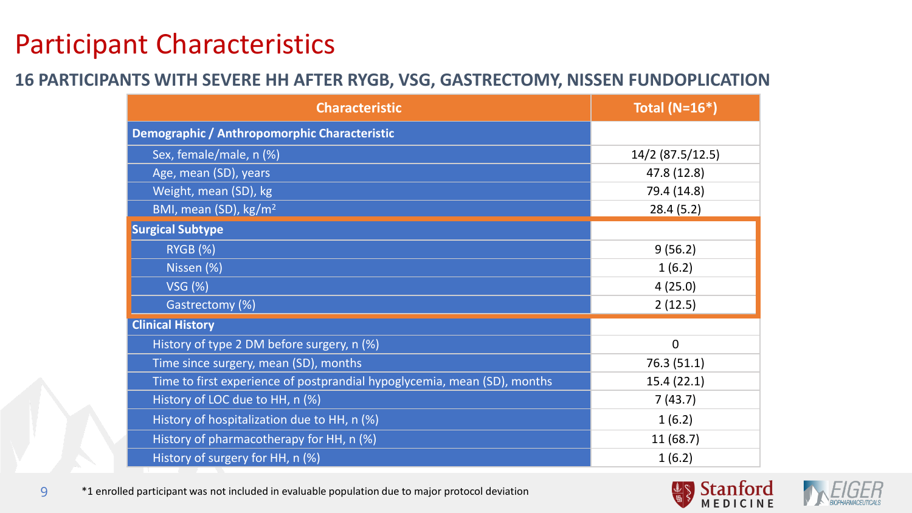# Participant Characteristics

## 16 PARTICIPANTS WITH SEVERE HH AFTER RYGB, VSG, GASTRECTOMY, NISSEN FUNDOPLICATION

| Characteristic | Total (N=16*) |
|---|---|
| **Demographic / Anthropomorphic Characteristic** | |
| Sex, female/male, n (%) | 14/2 (87.5/12.5) |
| Age, mean (SD), years | 47.8 (12.8) |
| Weight, mean (SD), kg | 79.4 (14.8) |
| BMI, mean (SD), $kg/m^2$ | 28.4 (5.2) |
| **Surgical Subtype** | |
| RYGB (%) | 9 (56.2) |
| Nissen (%) | 1 (6.2) |
| VSG (%) | 4 (25.0) |
| Gastrectomy (%) | 2 (12.5) |
| **Clinical History** | |
| History of type 2 DM before surgery, n (%) | 0 |
| Time since surgery, mean (SD), months | 76.3 (51.1) |
| Time to first experience of postprandial hypoglycemia, mean (SD), months | 15.4 (22.1) |
| History of LOC due to HH, n (%) | 7 (43.7) |
| History of hospitalization due to HH, n (%) | 1 (6.2) |
| History of pharmacotherapy for HH, n (%) | 11 (68.7) |
| History of surgery for HH, n (%) | 1 (6.2) |

*1 enrolled participant was not included in evaluable population due to major protocol deviation

Stanford MEDICINE

EIGER BIOPHARMACEUTICALS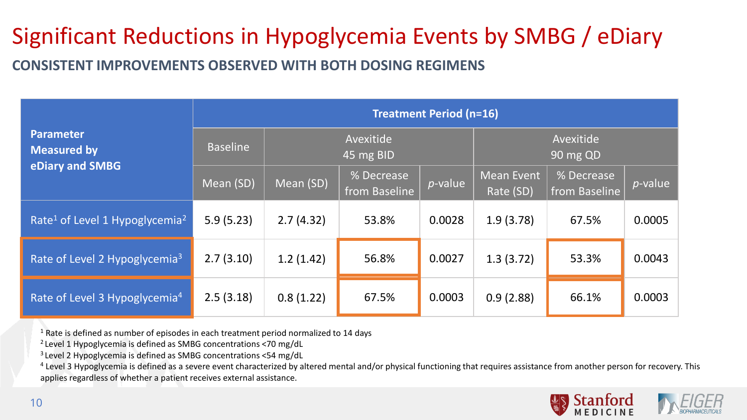# Significant Reductions in Hypoglycemia Events by SMBG / eDiary

## CONSISTENT IMPROVEMENTS OBSERVED WITH BOTH DOSING REGIMENS

| Parameter Measured by eDiary and SMBG | Treatment Period (n=16) | | | | | | |
|---|---|---|---|---|---|---|---|
| | Baseline | Avexitide 45 mg BID | | | Avexitide 90 mg QD | | |
| | Mean (SD) | Mean (SD) | % Decrease from Baseline | *p*-value | Mean Event Rate (SD) | % Decrease from Baseline | *p*-value |
| Rate[1] of Level 1 Hypoglycemia[2] | 5.9 (5.23) | 2.7 (4.32) | 53.8% | 0.0028 | 1.9 (3.78) | 67.5% | 0.0005 |
| Rate of Level 2 Hypoglycemia[3] | 2.7 (3.10) | 1.2 (1.42) | 56.8% | 0.0027 | 1.3 (3.72) | 53.3% | 0.0043 |
| Rate of Level 3 Hypoglycemia[4] | 2.5 (3.18) | 0.8 (1.22) | 67.5% | 0.0003 | 0.9 (2.88) | 66.1% | 0.0003 |

[1] Rate is defined as number of episodes in each treatment period normalized to 14 days

[2] Level 1 Hypoglycemia is defined as SMBG concentrations <70 mg/dL

[3] Level 2 Hypoglycemia is defined as SMBG concentrations <54 mg/dL

[4] Level 3 Hypoglycemia is defined as a severe event characterized by altered mental and/or physical functioning that requires assistance from another person for recovery. This applies regardless of whether a patient receives external assistance.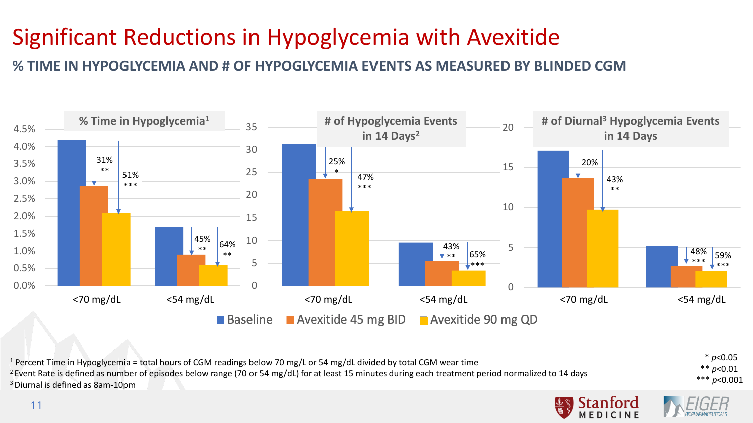# Significant Reductions in Hypoglycemia with Avexitide

## % TIME IN HYPOGLYCEMIA AND # OF HYPOGLYCEMIA EVENTS AS MEASURED BY BLINDED CGM

### % Time in Hypoglycemia[1]

| | Baseline | Avexitide 45 mg BID | Avexitide 90 mg QD |
|---|---|---|---|
| <70 mg/dL | | 31% ** | 51% *** |
| <54 mg/dL | | 45% ** | 64% ** |

### # of Hypoglycemia Events in 14 Days[2]

| | Baseline | Avexitide 45 mg BID | Avexitide 90 mg QD |
|---|---|---|---|
| <70 mg/dL | | 25% * | 47% *** |
| <54 mg/dL | | 43% ** | 65% *** |

### # of Diurnal[3] Hypoglycemia Events in 14 Days

| | Baseline | Avexitide 45 mg BID | Avexitide 90 mg QD |
|---|---|---|---|
| <70 mg/dL | | 20% | 43% ** |
| <54 mg/dL | | 48% *** | 59% *** |

[1] Percent Time in Hypoglycemia = total hours of CGM readings below 70 mg/L or 54 mg/dL divided by total CGM wear time

[2] Event Rate is defined as number of episodes below range (70 or 54 mg/dL) for at least 15 minutes during each treatment period normalized to 14 days

[3] Diurnal is defined as 8am-10pm

\* $p<0.05$

** $p<0.01$

*** $p<0.001$

Stanford MEDICINE

EIGER BIOPHARMACEUTICALS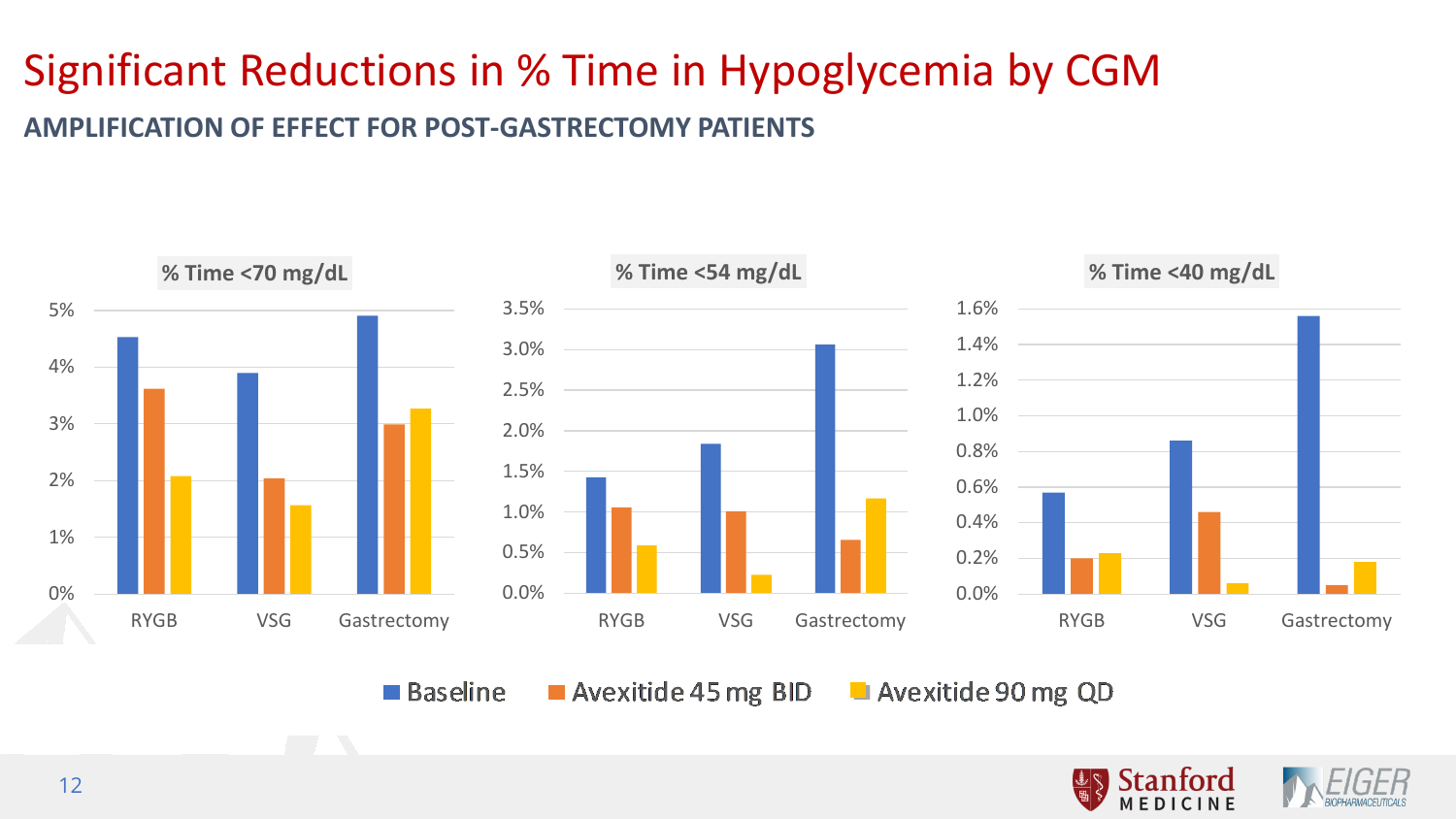# Significant Reductions in % Time in Hypoglycemia by CGM

## AMPLIFICATION OF EFFECT FOR POST-GASTRECTOMY PATIENTS

% Time <70 mg/dL

% Time <54 mg/dL

% Time <40 mg/dL

RYGB · VSG · Gastrectomy

■ Baseline ■ Avexitide 45 mg BID ■ Avexitide 90 mg QD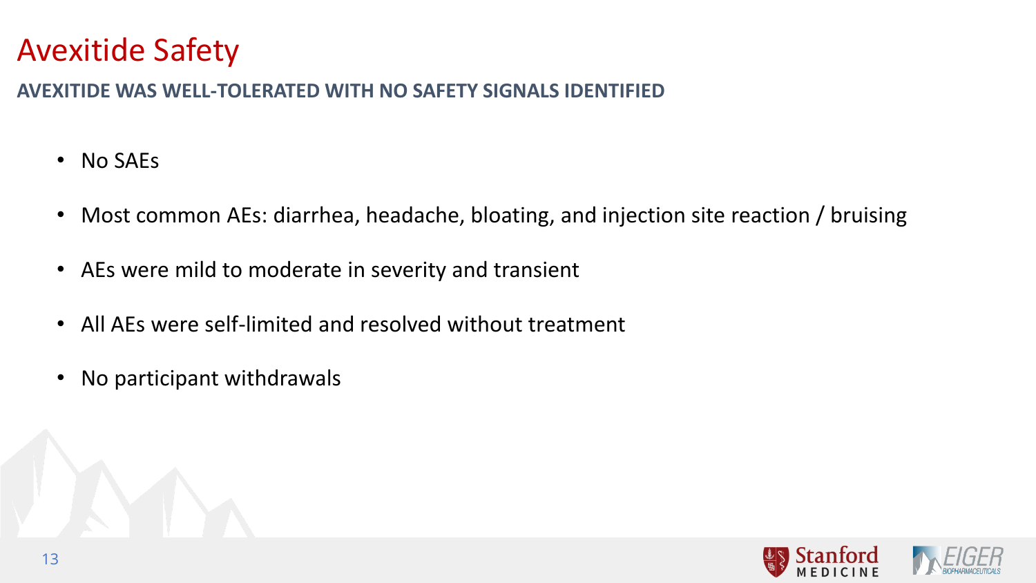# Avexitide Safety

**AVEXITIDE WAS WELL-TOLERATED WITH NO SAFETY SIGNALS IDENTIFIED**

- No SAEs
- Most common AEs: diarrhea, headache, bloating, and injection site reaction / bruising
- AEs were mild to moderate in severity and transient
- All AEs were self-limited and resolved without treatment
- No participant withdrawals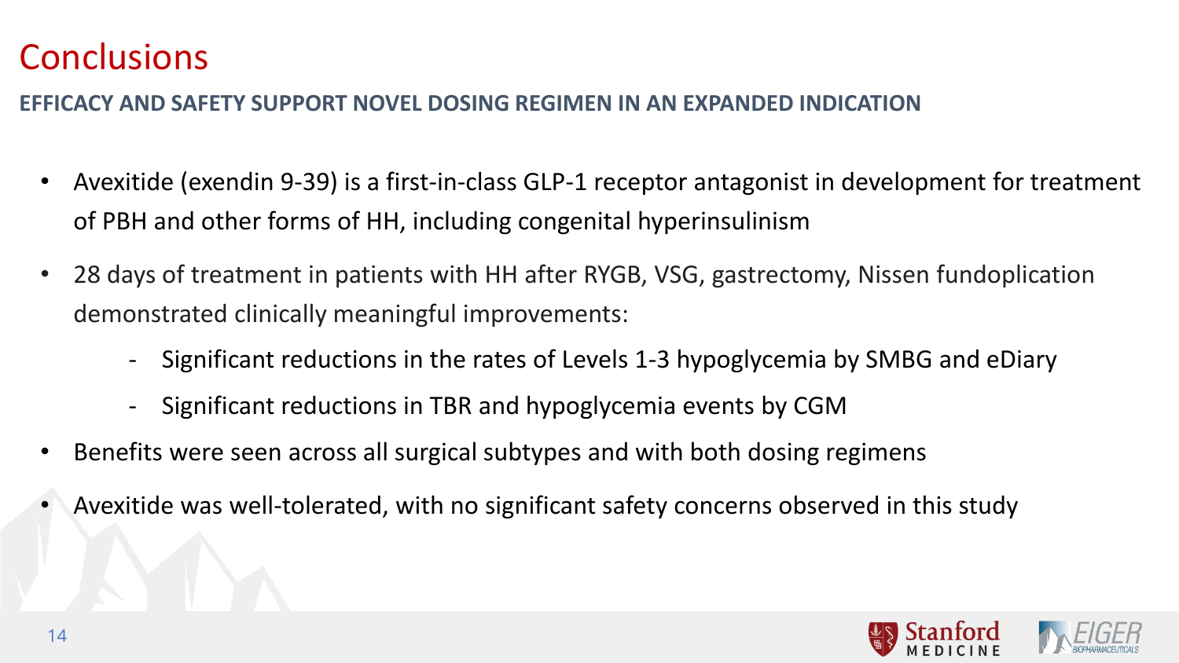# Conclusions

**EFFICACY AND SAFETY SUPPORT NOVEL DOSING REGIMEN IN AN EXPANDED INDICATION**

- Avexitide (exendin 9-39) is a first-in-class GLP-1 receptor antagonist in development for treatment of PBH and other forms of HH, including congenital hyperinsulinism
- 28 days of treatment in patients with HH after RYGB, VSG, gastrectomy, Nissen fundoplication demonstrated clinically meaningful improvements:
  - Significant reductions in the rates of Levels 1-3 hypoglycemia by SMBG and eDiary
  - Significant reductions in TBR and hypoglycemia events by CGM
- Benefits were seen across all surgical subtypes and with both dosing regimens
- Avexitide was well-tolerated, with no significant safety concerns observed in this study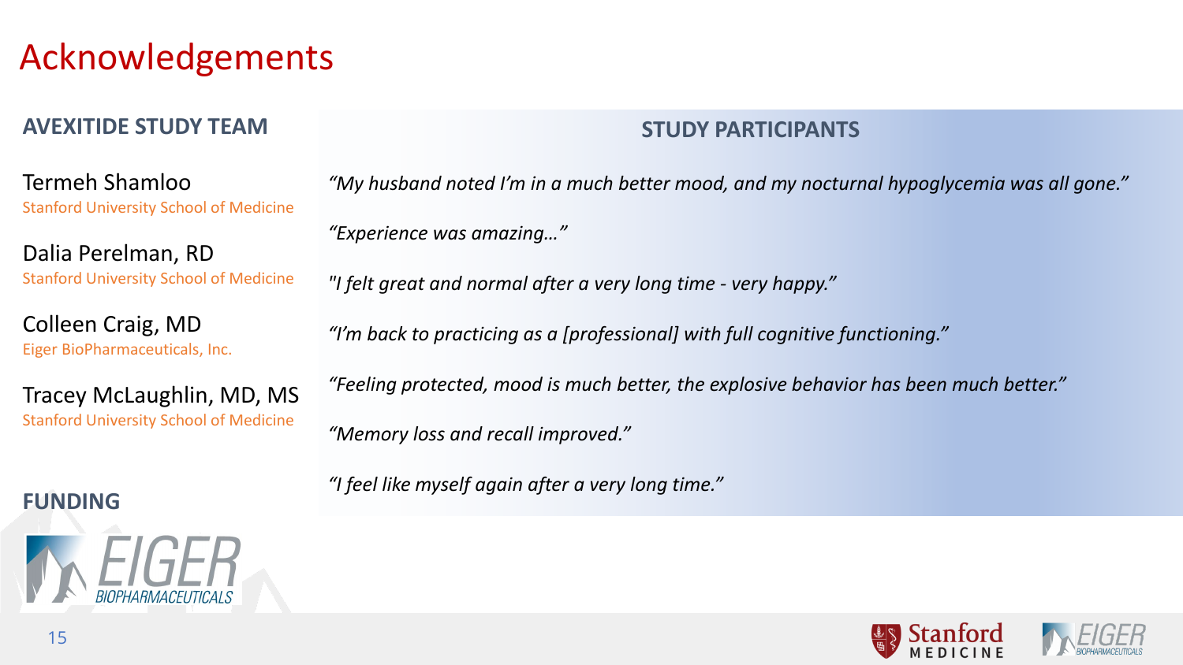# Acknowledgements

## AVEXITIDE STUDY TEAM

Termeh Shamloo
Stanford University School of Medicine

Dalia Perelman, RD
Stanford University School of Medicine

Colleen Craig, MD
Eiger BioPharmaceuticals, Inc.

Tracey McLaughlin, MD, MS
Stanford University School of Medicine

## FUNDING

EIGER BIOPHARMACEUTICALS

## STUDY PARTICIPANTS

*“My husband noted I’m in a much better mood, and my nocturnal hypoglycemia was all gone.”*

*“Experience was amazing…”*

*"I felt great and normal after a very long time - very happy.”*

*“I’m back to practicing as a [professional] with full cognitive functioning.”*

*“Feeling protected, mood is much better, the explosive behavior has been much better.”*

*“Memory loss and recall improved.”*

*“I feel like myself again after a very long time.”*